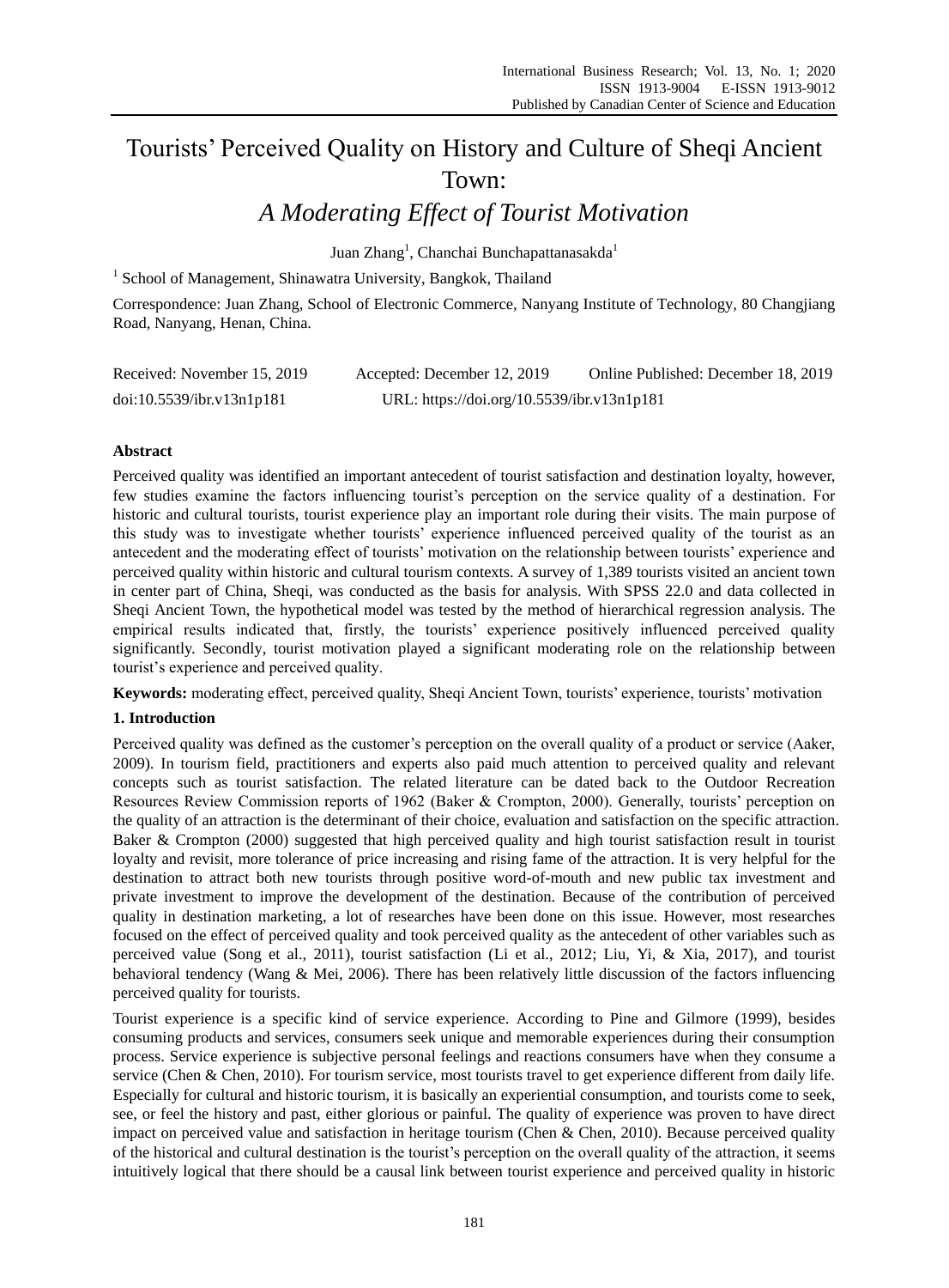# Tourists' Perceived Quality on History and Culture of Sheqi Ancient Town:

## *A Moderating Effect of Tourist Motivation*

Juan Zhang[1], Chanchai Bunchapattanasakda[1]

[1] School of Management, Shinawatra University, Bangkok, Thailand

Correspondence: Juan Zhang, School of Electronic Commerce, Nanyang Institute of Technology, 80 Changjiang Road, Nanyang, Henan, China.

Received: November 15, 2019 Accepted: December 12, 2019 Online Published: December 18, 2019

doi:10.5539/ibr.v13n1p181 URL: https://doi.org/10.5539/ibr.v13n1p181

**Abstract**

Perceived quality was identified an important antecedent of tourist satisfaction and destination loyalty, however, few studies examine the factors influencing tourist's perception on the service quality of a destination. For historic and cultural tourists, tourist experience play an important role during their visits. The main purpose of this study was to investigate whether tourists' experience influenced perceived quality of the tourist as an antecedent and the moderating effect of tourists' motivation on the relationship between tourists' experience and perceived quality within historic and cultural tourism contexts. A survey of 1,389 tourists visited an ancient town in center part of China, Sheqi, was conducted as the basis for analysis. With SPSS 22.0 and data collected in Sheqi Ancient Town, the hypothetical model was tested by the method of hierarchical regression analysis. The empirical results indicated that, firstly, the tourists' experience positively influenced perceived quality significantly. Secondly, tourist motivation played a significant moderating role on the relationship between tourist's experience and perceived quality.

**Keywords:** moderating effect, perceived quality, Sheqi Ancient Town, tourists' experience, tourists' motivation

### 1. Introduction

Perceived quality was defined as the customer's perception on the overall quality of a product or service (Aaker, 2009). In tourism field, practitioners and experts also paid much attention to perceived quality and relevant concepts such as tourist satisfaction. The related literature can be dated back to the Outdoor Recreation Resources Review Commission reports of 1962 (Baker & Crompton, 2000). Generally, tourists' perception on the quality of an attraction is the determinant of their choice, evaluation and satisfaction on the specific attraction. Baker & Crompton (2000) suggested that high perceived quality and high tourist satisfaction result in tourist loyalty and revisit, more tolerance of price increasing and rising fame of the attraction. It is very helpful for the destination to attract both new tourists through positive word-of-mouth and new public tax investment and private investment to improve the development of the destination. Because of the contribution of perceived quality in destination marketing, a lot of researches have been done on this issue. However, most researches focused on the effect of perceived quality and took perceived quality as the antecedent of other variables such as perceived value (Song et al., 2011), tourist satisfaction (Li et al., 2012; Liu, Yi, & Xia, 2017), and tourist behavioral tendency (Wang & Mei, 2006). There has been relatively little discussion of the factors influencing perceived quality for tourists.

Tourist experience is a specific kind of service experience. According to Pine and Gilmore (1999), besides consuming products and services, consumers seek unique and memorable experiences during their consumption process. Service experience is subjective personal feelings and reactions consumers have when they consume a service (Chen & Chen, 2010). For tourism service, most tourists travel to get experience different from daily life. Especially for cultural and historic tourism, it is basically an experiential consumption, and tourists come to seek, see, or feel the history and past, either glorious or painful. The quality of experience was proven to have direct impact on perceived value and satisfaction in heritage tourism (Chen & Chen, 2010). Because perceived quality of the historical and cultural destination is the tourist's perception on the overall quality of the attraction, it seems intuitively logical that there should be a causal link between tourist experience and perceived quality in historic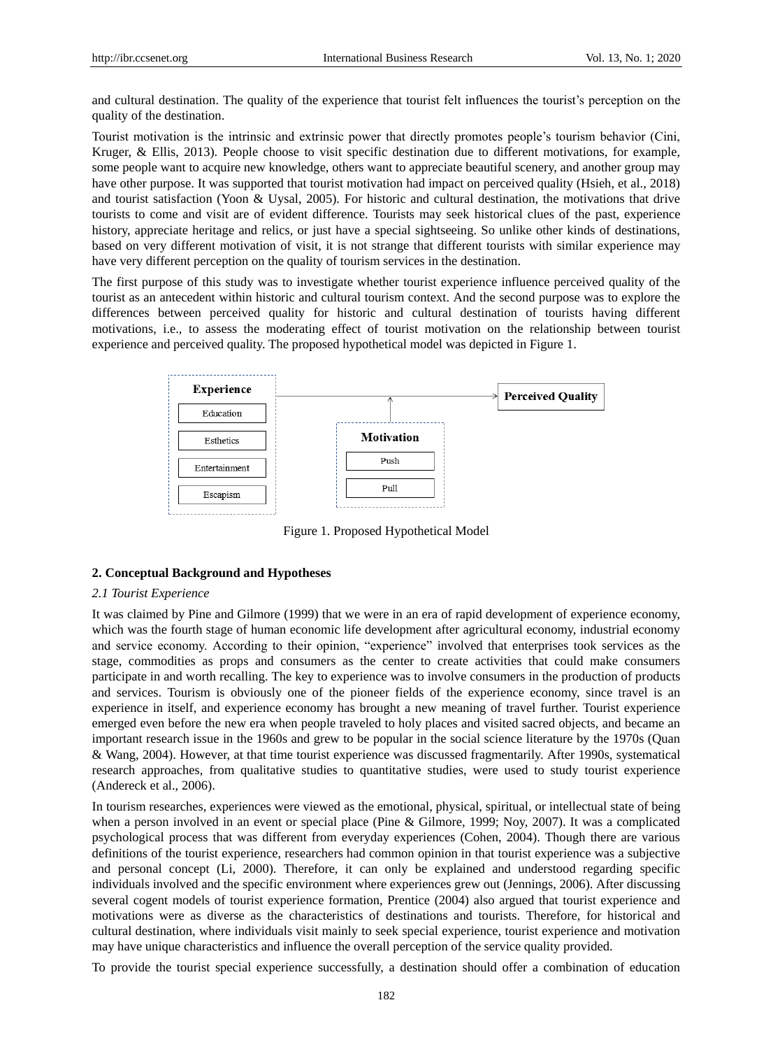and cultural destination. The quality of the experience that tourist felt influences the tourist's perception on the quality of the destination.

Tourist motivation is the intrinsic and extrinsic power that directly promotes people's tourism behavior (Cini, Kruger, & Ellis, 2013). People choose to visit specific destination due to different motivations, for example, some people want to acquire new knowledge, others want to appreciate beautiful scenery, and another group may have other purpose. It was supported that tourist motivation had impact on perceived quality (Hsieh, et al., 2018) and tourist satisfaction (Yoon & Uysal, 2005). For historic and cultural destination, the motivations that drive tourists to come and visit are of evident difference. Tourists may seek historical clues of the past, experience history, appreciate heritage and relics, or just have a special sightseeing. So unlike other kinds of destinations, based on very different motivation of visit, it is not strange that different tourists with similar experience may have very different perception on the quality of tourism services in the destination.

The first purpose of this study was to investigate whether tourist experience influence perceived quality of the tourist as an antecedent within historic and cultural tourism context. And the second purpose was to explore the differences between perceived quality for historic and cultural destination of tourists having different motivations, i.e., to assess the moderating effect of tourist motivation on the relationship between tourist experience and perceived quality. The proposed hypothetical model was depicted in Figure 1.

Experience: Education, Esthetics, Entertainment, Escapism → Perceived Quality

Motivation: Push, Pull (moderating the Experience → Perceived Quality relationship)

Figure 1. Proposed Hypothetical Model

## 2. Conceptual Background and Hypotheses

### *2.1 Tourist Experience*

It was claimed by Pine and Gilmore (1999) that we were in an era of rapid development of experience economy, which was the fourth stage of human economic life development after agricultural economy, industrial economy and service economy. According to their opinion, "experience" involved that enterprises took services as the stage, commodities as props and consumers as the center to create activities that could make consumers participate in and worth recalling. The key to experience was to involve consumers in the production of products and services. Tourism is obviously one of the pioneer fields of the experience economy, since travel is an experience in itself, and experience economy has brought a new meaning of travel further. Tourist experience emerged even before the new era when people traveled to holy places and visited sacred objects, and became an important research issue in the 1960s and grew to be popular in the social science literature by the 1970s (Quan & Wang, 2004). However, at that time tourist experience was discussed fragmentarily. After 1990s, systematical research approaches, from qualitative studies to quantitative studies, were used to study tourist experience (Andereck et al., 2006).

In tourism researches, experiences were viewed as the emotional, physical, spiritual, or intellectual state of being when a person involved in an event or special place (Pine & Gilmore, 1999; Noy, 2007). It was a complicated psychological process that was different from everyday experiences (Cohen, 2004). Though there are various definitions of the tourist experience, researchers had common opinion in that tourist experience was a subjective and personal concept (Li, 2000). Therefore, it can only be explained and understood regarding specific individuals involved and the specific environment where experiences grew out (Jennings, 2006). After discussing several cogent models of tourist experience formation, Prentice (2004) also argued that tourist experience and motivations were as diverse as the characteristics of destinations and tourists. Therefore, for historical and cultural destination, where individuals visit mainly to seek special experience, tourist experience and motivation may have unique characteristics and influence the overall perception of the service quality provided.

To provide the tourist special experience successfully, a destination should offer a combination of education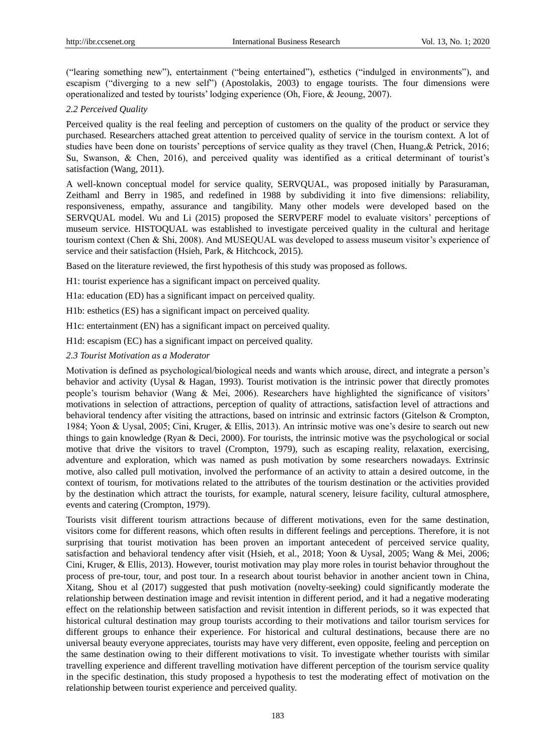("learing something new"), entertainment ("being entertained"), esthetics ("indulged in environments"), and escapism ("diverging to a new self") (Apostolakis, 2003) to engage tourists. The four dimensions were operationalized and tested by tourists' lodging experience (Oh, Fiore, & Jeoung, 2007).

### *2.2 Perceived Quality*

Perceived quality is the real feeling and perception of customers on the quality of the product or service they purchased. Researchers attached great attention to perceived quality of service in the tourism context. A lot of studies have been done on tourists' perceptions of service quality as they travel (Chen, Huang,& Petrick, 2016; Su, Swanson, & Chen, 2016), and perceived quality was identified as a critical determinant of tourist's satisfaction (Wang, 2011).

A well-known conceptual model for service quality, SERVQUAL, was proposed initially by Parasuraman, Zeithaml and Berry in 1985, and redefined in 1988 by subdividing it into five dimensions: reliability, responsiveness, empathy, assurance and tangibility. Many other models were developed based on the SERVQUAL model. Wu and Li (2015) proposed the SERVPERF model to evaluate visitors' perceptions of museum service. HISTOQUAL was established to investigate perceived quality in the cultural and heritage tourism context (Chen & Shi, 2008). And MUSEQUAL was developed to assess museum visitor's experience of service and their satisfaction (Hsieh, Park, & Hitchcock, 2015).

Based on the literature reviewed, the first hypothesis of this study was proposed as follows.

H1: tourist experience has a significant impact on perceived quality.

H1a: education (ED) has a significant impact on perceived quality.

H1b: esthetics (ES) has a significant impact on perceived quality.

H1c: entertainment (EN) has a significant impact on perceived quality.

H1d: escapism (EC) has a significant impact on perceived quality.

### *2.3 Tourist Motivation as a Moderator*

Motivation is defined as psychological/biological needs and wants which arouse, direct, and integrate a person's behavior and activity (Uysal & Hagan, 1993). Tourist motivation is the intrinsic power that directly promotes people's tourism behavior (Wang & Mei, 2006). Researchers have highlighted the significance of visitors' motivations in selection of attractions, perception of quality of attractions, satisfaction level of attractions and behavioral tendency after visiting the attractions, based on intrinsic and extrinsic factors (Gitelson & Crompton, 1984; Yoon & Uysal, 2005; Cini, Kruger, & Ellis, 2013). An intrinsic motive was one's desire to search out new things to gain knowledge (Ryan & Deci, 2000). For tourists, the intrinsic motive was the psychological or social motive that drive the visitors to travel (Crompton, 1979), such as escaping reality, relaxation, exercising, adventure and exploration, which was named as push motivation by some researchers nowadays. Extrinsic motive, also called pull motivation, involved the performance of an activity to attain a desired outcome, in the context of tourism, for motivations related to the attributes of the tourism destination or the activities provided by the destination which attract the tourists, for example, natural scenery, leisure facility, cultural atmosphere, events and catering (Crompton, 1979).

Tourists visit different tourism attractions because of different motivations, even for the same destination, visitors come for different reasons, which often results in different feelings and perceptions. Therefore, it is not surprising that tourist motivation has been proven an important antecedent of perceived service quality, satisfaction and behavioral tendency after visit (Hsieh, et al., 2018; Yoon & Uysal, 2005; Wang & Mei, 2006; Cini, Kruger, & Ellis, 2013). However, tourist motivation may play more roles in tourist behavior throughout the process of pre-tour, tour, and post tour. In a research about tourist behavior in another ancient town in China, Xitang, Shou et al (2017) suggested that push motivation (novelty-seeking) could significantly moderate the relationship between destination image and revisit intention in different period, and it had a negative moderating effect on the relationship between satisfaction and revisit intention in different periods, so it was expected that historical cultural destination may group tourists according to their motivations and tailor tourism services for different groups to enhance their experience. For historical and cultural destinations, because there are no universal beauty everyone appreciates, tourists may have very different, even opposite, feeling and perception on the same destination owing to their different motivations to visit. To investigate whether tourists with similar travelling experience and different travelling motivation have different perception of the tourism service quality in the specific destination, this study proposed a hypothesis to test the moderating effect of motivation on the relationship between tourist experience and perceived quality.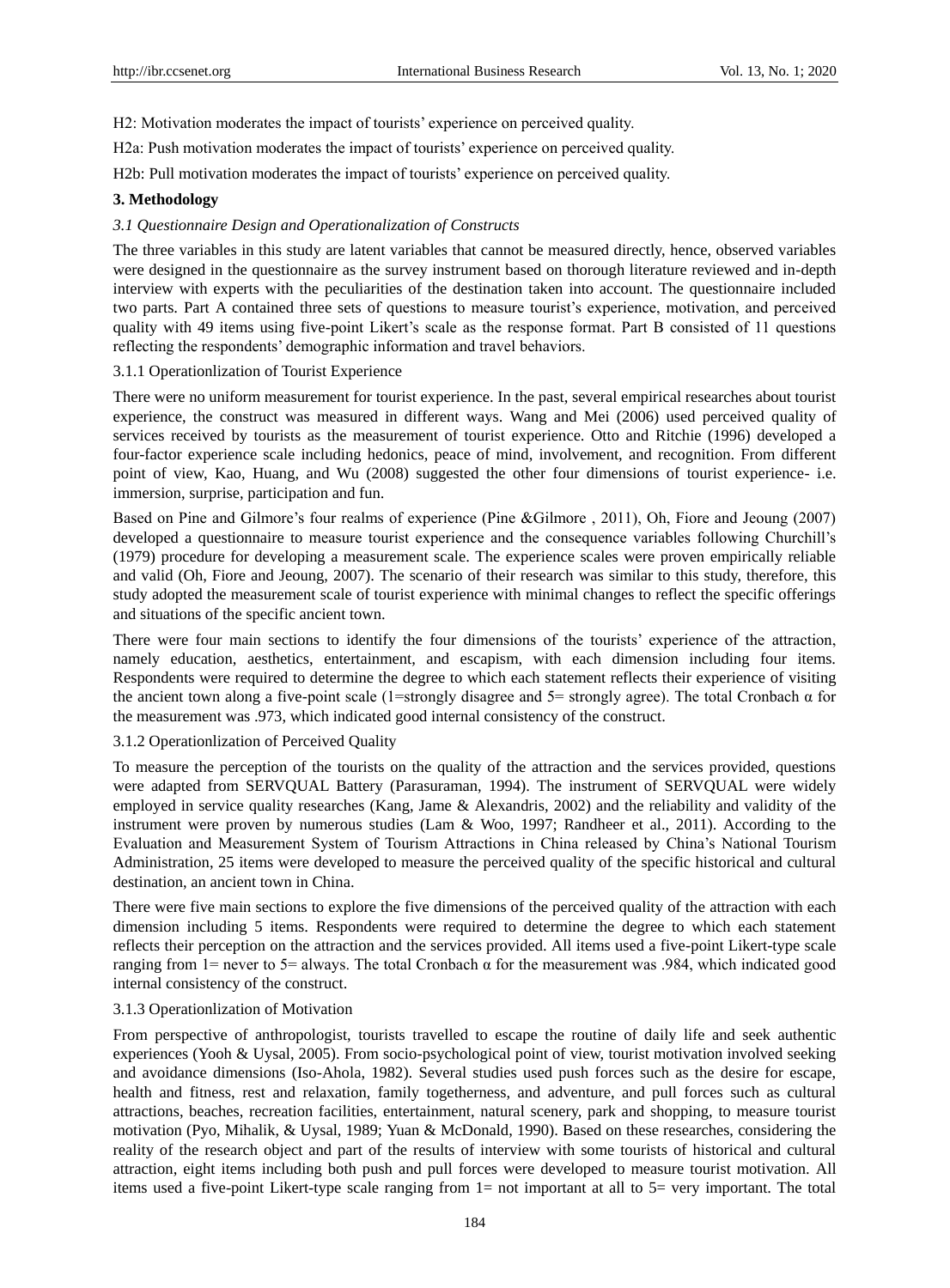H2: Motivation moderates the impact of tourists' experience on perceived quality.

H2a: Push motivation moderates the impact of tourists' experience on perceived quality.

H2b: Pull motivation moderates the impact of tourists' experience on perceived quality.

## 3. Methodology

### *3.1 Questionnaire Design and Operationalization of Constructs*

The three variables in this study are latent variables that cannot be measured directly, hence, observed variables were designed in the questionnaire as the survey instrument based on thorough literature reviewed and in-depth interview with experts with the peculiarities of the destination taken into account. The questionnaire included two parts. Part A contained three sets of questions to measure tourist's experience, motivation, and perceived quality with 49 items using five-point Likert's scale as the response format. Part B consisted of 11 questions reflecting the respondents' demographic information and travel behaviors.

#### 3.1.1 Operationlization of Tourist Experience

There were no uniform measurement for tourist experience. In the past, several empirical researches about tourist experience, the construct was measured in different ways. Wang and Mei (2006) used perceived quality of services received by tourists as the measurement of tourist experience. Otto and Ritchie (1996) developed a four-factor experience scale including hedonics, peace of mind, involvement, and recognition. From different point of view, Kao, Huang, and Wu (2008) suggested the other four dimensions of tourist experience- i.e. immersion, surprise, participation and fun.

Based on Pine and Gilmore's four realms of experience (Pine &Gilmore , 2011), Oh, Fiore and Jeoung (2007) developed a questionnaire to measure tourist experience and the consequence variables following Churchill's (1979) procedure for developing a measurement scale. The experience scales were proven empirically reliable and valid (Oh, Fiore and Jeoung, 2007). The scenario of their research was similar to this study, therefore, this study adopted the measurement scale of tourist experience with minimal changes to reflect the specific offerings and situations of the specific ancient town.

There were four main sections to identify the four dimensions of the tourists' experience of the attraction, namely education, aesthetics, entertainment, and escapism, with each dimension including four items. Respondents were required to determine the degree to which each statement reflects their experience of visiting the ancient town along a five-point scale (1=strongly disagree and 5= strongly agree). The total Cronbach α for the measurement was .973, which indicated good internal consistency of the construct.

#### 3.1.2 Operationlization of Perceived Quality

To measure the perception of the tourists on the quality of the attraction and the services provided, questions were adapted from SERVQUAL Battery (Parasuraman, 1994). The instrument of SERVQUAL were widely employed in service quality researches (Kang, Jame & Alexandris, 2002) and the reliability and validity of the instrument were proven by numerous studies (Lam & Woo, 1997; Randheer et al., 2011). According to the Evaluation and Measurement System of Tourism Attractions in China released by China's National Tourism Administration, 25 items were developed to measure the perceived quality of the specific historical and cultural destination, an ancient town in China.

There were five main sections to explore the five dimensions of the perceived quality of the attraction with each dimension including 5 items. Respondents were required to determine the degree to which each statement reflects their perception on the attraction and the services provided. All items used a five-point Likert-type scale ranging from 1= never to 5= always. The total Cronbach α for the measurement was .984, which indicated good internal consistency of the construct.

#### 3.1.3 Operationlization of Motivation

From perspective of anthropologist, tourists travelled to escape the routine of daily life and seek authentic experiences (Yooh & Uysal, 2005). From socio-psychological point of view, tourist motivation involved seeking and avoidance dimensions (Iso-Ahola, 1982). Several studies used push forces such as the desire for escape, health and fitness, rest and relaxation, family togetherness, and adventure, and pull forces such as cultural attractions, beaches, recreation facilities, entertainment, natural scenery, park and shopping, to measure tourist motivation (Pyo, Mihalik, & Uysal, 1989; Yuan & McDonald, 1990). Based on these researches, considering the reality of the research object and part of the results of interview with some tourists of historical and cultural attraction, eight items including both push and pull forces were developed to measure tourist motivation. All items used a five-point Likert-type scale ranging from 1= not important at all to 5= very important. The total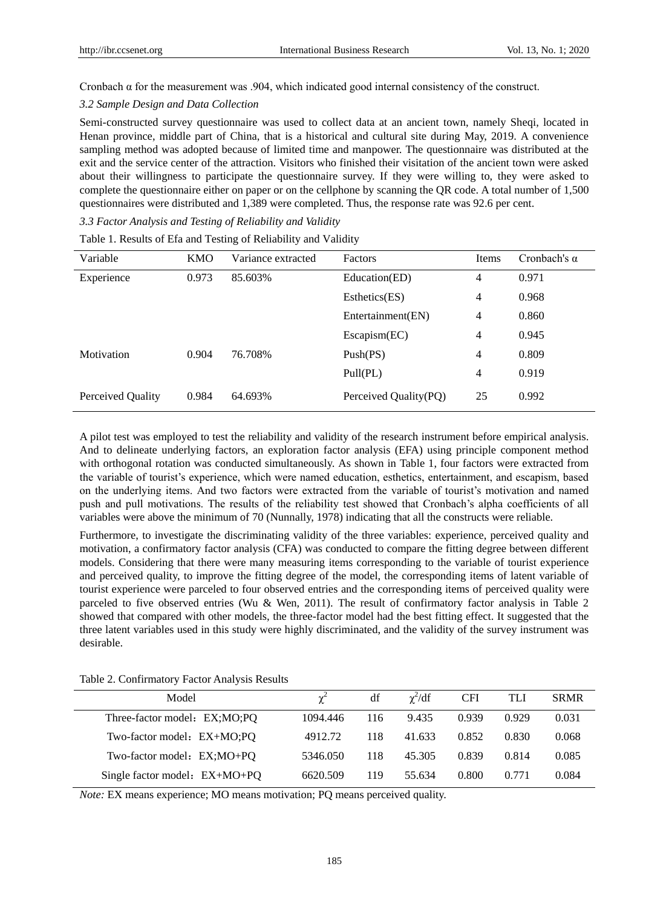Cronbach α for the measurement was .904, which indicated good internal consistency of the construct.

### *3.2 Sample Design and Data Collection*

Semi-constructed survey questionnaire was used to collect data at an ancient town, namely Sheqi, located in Henan province, middle part of China, that is a historical and cultural site during May, 2019. A convenience sampling method was adopted because of limited time and manpower. The questionnaire was distributed at the exit and the service center of the attraction. Visitors who finished their visitation of the ancient town were asked about their willingness to participate the questionnaire survey. If they were willing to, they were asked to complete the questionnaire either on paper or on the cellphone by scanning the QR code. A total number of 1,500 questionnaires were distributed and 1,389 were completed. Thus, the response rate was 92.6 per cent.

### *3.3 Factor Analysis and Testing of Reliability and Validity*

Table 1. Results of Efa and Testing of Reliability and Validity

| Variable | KMO | Variance extracted | Factors | Items | Cronbach's α |
|---|---|---|---|---|---|
| Experience | 0.973 | 85.603% | Education(ED) | 4 | 0.971 |
| | | | Esthetics(ES) | 4 | 0.968 |
| | | | Entertainment(EN) | 4 | 0.860 |
| | | | Escapism(EC) | 4 | 0.945 |
| Motivation | 0.904 | 76.708% | Push(PS) | 4 | 0.809 |
| | | | Pull(PL) | 4 | 0.919 |
| Perceived Quality | 0.984 | 64.693% | Perceived Quality(PQ) | 25 | 0.992 |

A pilot test was employed to test the reliability and validity of the research instrument before empirical analysis. And to delineate underlying factors, an exploration factor analysis (EFA) using principle component method with orthogonal rotation was conducted simultaneously. As shown in Table 1, four factors were extracted from the variable of tourist's experience, which were named education, esthetics, entertainment, and escapism, based on the underlying items. And two factors were extracted from the variable of tourist's motivation and named push and pull motivations. The results of the reliability test showed that Cronbach's alpha coefficients of all variables were above the minimum of 70 (Nunnally, 1978) indicating that all the constructs were reliable.

Furthermore, to investigate the discriminating validity of the three variables: experience, perceived quality and motivation, a confirmatory factor analysis (CFA) was conducted to compare the fitting degree between different models. Considering that there were many measuring items corresponding to the variable of tourist experience and perceived quality, to improve the fitting degree of the model, the corresponding items of latent variable of tourist experience were parceled to four observed entries and the corresponding items of perceived quality were parceled to five observed entries (Wu & Wen, 2011). The result of confirmatory factor analysis in Table 2 showed that compared with other models, the three-factor model had the best fitting effect. It suggested that the three latent variables used in this study were highly discriminated, and the validity of the survey instrument was desirable.

Table 2. Confirmatory Factor Analysis Results

| Model | $\chi^2$ | df | $\chi^2$/df | CFI | TLI | SRMR |
|---|---|---|---|---|---|---|
| Three-factor model：EX;MO;PQ | 1094.446 | 116 | 9.435 | 0.939 | 0.929 | 0.031 |
| Two-factor model：EX+MO;PQ | 4912.72 | 118 | 41.633 | 0.852 | 0.830 | 0.068 |
| Two-factor model：EX;MO+PQ | 5346.050 | 118 | 45.305 | 0.839 | 0.814 | 0.085 |
| Single factor model：EX+MO+PQ | 6620.509 | 119 | 55.634 | 0.800 | 0.771 | 0.084 |

*Note:* EX means experience; MO means motivation; PQ means perceived quality.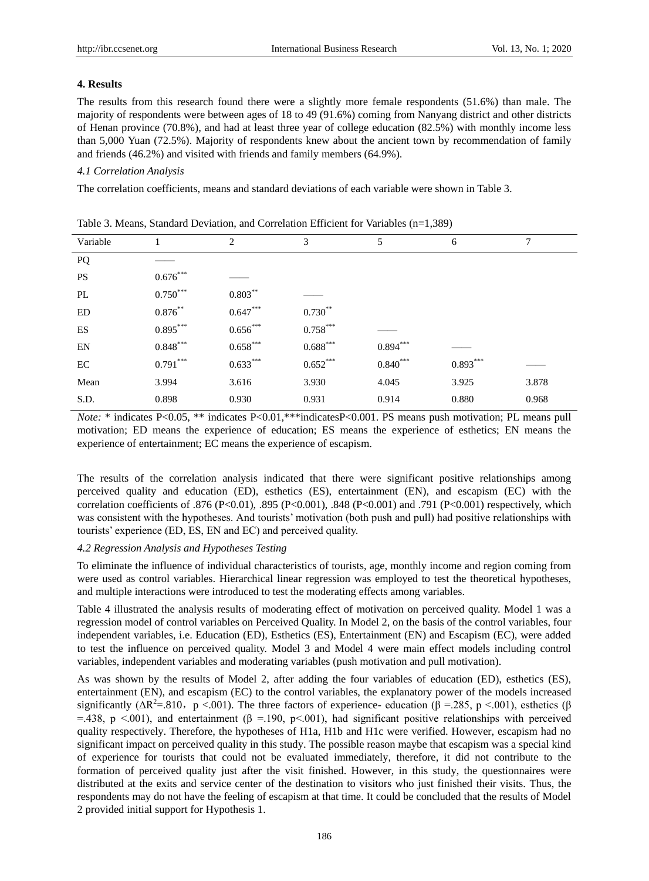## 4. Results

The results from this research found there were a slightly more female respondents (51.6%) than male. The majority of respondents were between ages of 18 to 49 (91.6%) coming from Nanyang district and other districts of Henan province (70.8%), and had at least three year of college education (82.5%) with monthly income less than 5,000 Yuan (72.5%). Majority of respondents knew about the ancient town by recommendation of family and friends (46.2%) and visited with friends and family members (64.9%).

### *4.1 Correlation Analysis*

The correlation coefficients, means and standard deviations of each variable were shown in Table 3.

Table 3. Means, Standard Deviation, and Correlation Efficient for Variables (n=1,389)

| Variable | 1 | 2 | 3 | 5 | 6 | 7 |
|---|---|---|---|---|---|---|
| PQ | —— | | | | | |
| PS | $0.676^{***}$ | —— | | | | |
| PL | $0.750^{***}$ | $0.803^{**}$ | —— | | | |
| ED | $0.876^{**}$ | $0.647^{***}$ | $0.730^{**}$ | | | |
| ES | $0.895^{***}$ | $0.656^{***}$ | $0.758^{***}$ | —— | | |
| EN | $0.848^{***}$ | $0.658^{***}$ | $0.688^{***}$ | $0.894^{***}$ | —— | |
| EC | $0.791^{***}$ | $0.633^{***}$ | $0.652^{***}$ | $0.840^{***}$ | $0.893^{***}$ | —— |
| Mean | 3.994 | 3.616 | 3.930 | 4.045 | 3.925 | 3.878 |
| S.D. | 0.898 | 0.930 | 0.931 | 0.914 | 0.880 | 0.968 |

*Note:* * indicates P<0.05, ** indicates P<0.01,***indicatesP<0.001. PS means push motivation; PL means pull motivation; ED means the experience of education; ES means the experience of esthetics; EN means the experience of entertainment; EC means the experience of escapism.

The results of the correlation analysis indicated that there were significant positive relationships among perceived quality and education (ED), esthetics (ES), entertainment (EN), and escapism (EC) with the correlation coefficients of .876 (P<0.01), .895 (P<0.001), .848 (P<0.001) and .791 (P<0.001) respectively, which was consistent with the hypotheses. And tourists' motivation (both push and pull) had positive relationships with tourists' experience (ED, ES, EN and EC) and perceived quality.

### *4.2 Regression Analysis and Hypotheses Testing*

To eliminate the influence of individual characteristics of tourists, age, monthly income and region coming from were used as control variables. Hierarchical linear regression was employed to test the theoretical hypotheses, and multiple interactions were introduced to test the moderating effects among variables.

Table 4 illustrated the analysis results of moderating effect of motivation on perceived quality. Model 1 was a regression model of control variables on Perceived Quality. In Model 2, on the basis of the control variables, four independent variables, i.e. Education (ED), Esthetics (ES), Entertainment (EN) and Escapism (EC), were added to test the influence on perceived quality. Model 3 and Model 4 were main effect models including control variables, independent variables and moderating variables (push motivation and pull motivation).

As was shown by the results of Model 2, after adding the four variables of education (ED), esthetics (ES), entertainment (EN), and escapism (EC) to the control variables, the explanatory power of the models increased significantly ($\Delta R^2$=.810, $p$ <.001). The three factors of experience- education ($\beta$ =.285, $p$ <.001), esthetics ($\beta$ =.438, $p$ <.001), and entertainment ($\beta$ =.190, $p$<.001), had significant positive relationships with perceived quality respectively. Therefore, the hypotheses of H1a, H1b and H1c were verified. However, escapism had no significant impact on perceived quality in this study. The possible reason maybe that escapism was a special kind of experience for tourists that could not be evaluated immediately, therefore, it did not contribute to the formation of perceived quality just after the visit finished. However, in this study, the questionnaires were distributed at the exits and service center of the destination to visitors who just finished their visits. Thus, the respondents may do not have the feeling of escapism at that time. It could be concluded that the results of Model 2 provided initial support for Hypothesis 1.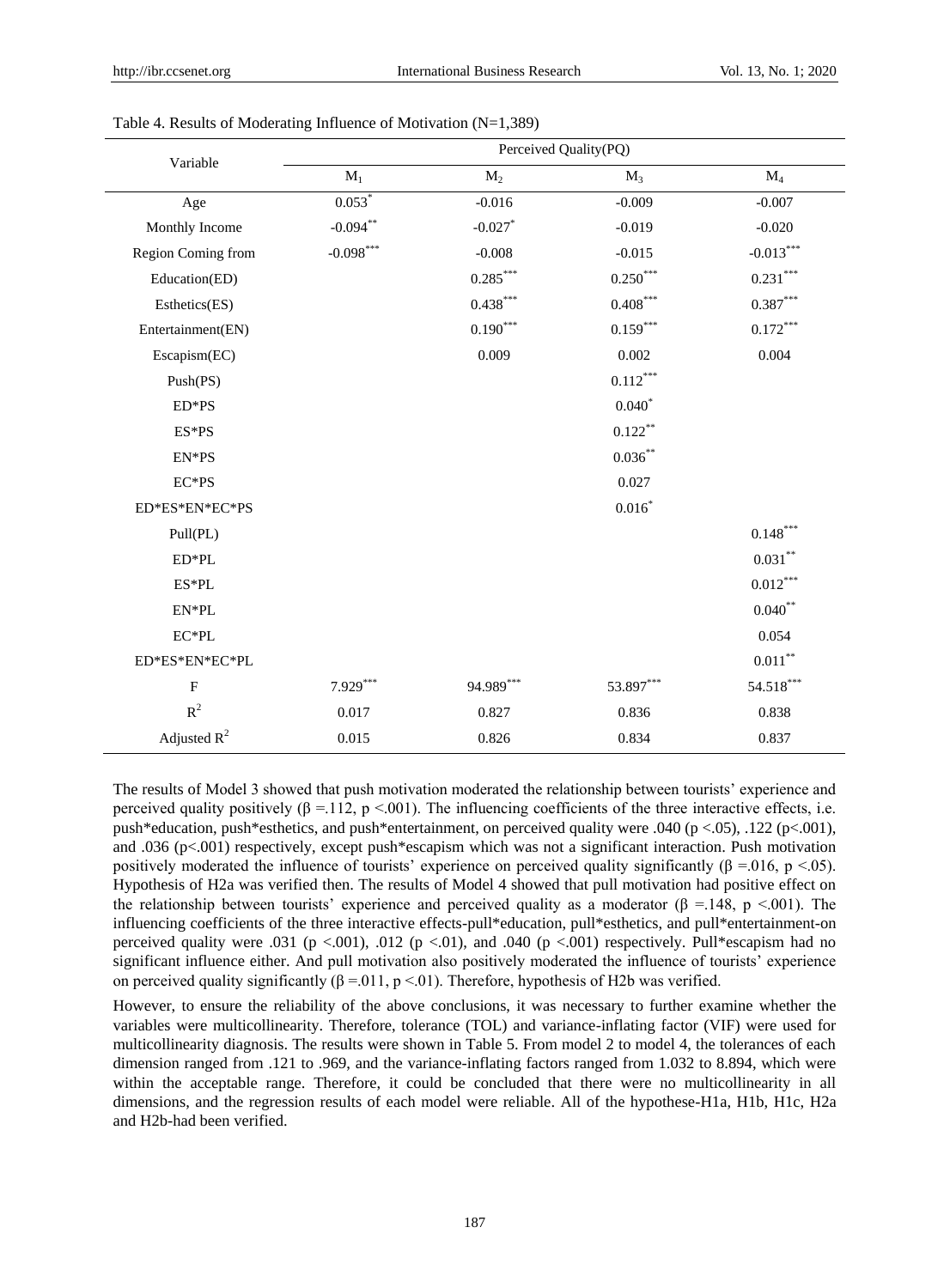Table 4. Results of Moderating Influence of Motivation (N=1,389)

| Variable | Perceived Quality(PQ) | | | |
|---|---|---|---|---|
| | $M_1$ | $M_2$ | $M_3$ | $M_4$ |
| Age | $0.053^{*}$ | -0.016 | -0.009 | -0.007 |
| Monthly Income | $-0.094^{**}$ | $-0.027^{*}$ | -0.019 | -0.020 |
| Region Coming from | $-0.098^{***}$ | -0.008 | -0.015 | $-0.013^{***}$ |
| Education(ED) | | $0.285^{***}$ | $0.250^{***}$ | $0.231^{***}$ |
| Esthetics(ES) | | $0.438^{***}$ | $0.408^{***}$ | $0.387^{***}$ |
| Entertainment(EN) | | $0.190^{***}$ | $0.159^{***}$ | $0.172^{***}$ |
| Escapism(EC) | | 0.009 | 0.002 | 0.004 |
| Push(PS) | | | $0.112^{***}$ | |
| ED*PS | | | $0.040^{*}$ | |
| ES*PS | | | $0.122^{**}$ | |
| EN*PS | | | $0.036^{**}$ | |
| EC*PS | | | 0.027 | |
| ED*ES*EN*EC*PS | | | $0.016^{*}$ | |
| Pull(PL) | | | | $0.148^{***}$ |
| ED*PL | | | | $0.031^{**}$ |
| ES*PL | | | | $0.012^{***}$ |
| EN*PL | | | | $0.040^{**}$ |
| EC*PL | | | | 0.054 |
| ED*ES*EN*EC*PL | | | | $0.011^{**}$ |
| F | $7.929^{***}$ | $94.989^{***}$ | $53.897^{***}$ | $54.518^{***}$ |
| $R^2$ | 0.017 | 0.827 | 0.836 | 0.838 |
| Adjusted $R^2$ | 0.015 | 0.826 | 0.834 | 0.837 |

The results of Model 3 showed that push motivation moderated the relationship between tourists' experience and perceived quality positively ($\beta$ =.112, $p$ <.001). The influencing coefficients of the three interactive effects, i.e. push*education, push*esthetics, and push*entertainment, on perceived quality were .040 ($p$ <.05), .122 ($p$<.001), and .036 ($p$<.001) respectively, except push*escapism which was not a significant interaction. Push motivation positively moderated the influence of tourists' experience on perceived quality significantly ($\beta$ =.016, $p$ <.05). Hypothesis of H2a was verified then. The results of Model 4 showed that pull motivation had positive effect on the relationship between tourists' experience and perceived quality as a moderator ($\beta$ =.148, $p$ <.001). The influencing coefficients of the three interactive effects-pull*education, pull*esthetics, and pull*entertainment-on perceived quality were .031 ($p$ <.001), .012 ($p$ <.01), and .040 ($p$ <.001) respectively. Pull*escapism had no significant influence either. And pull motivation also positively moderated the influence of tourists' experience on perceived quality significantly ($\beta$ =.011, $p$ <.01). Therefore, hypothesis of H2b was verified.

However, to ensure the reliability of the above conclusions, it was necessary to further examine whether the variables were multicollinearity. Therefore, tolerance (TOL) and variance-inflating factor (VIF) were used for multicollinearity diagnosis. The results were shown in Table 5. From model 2 to model 4, the tolerances of each dimension ranged from .121 to .969, and the variance-inflating factors ranged from 1.032 to 8.894, which were within the acceptable range. Therefore, it could be concluded that there were no multicollinearity in all dimensions, and the regression results of each model were reliable. All of the hypothese-H1a, H1b, H1c, H2a and H2b-had been verified.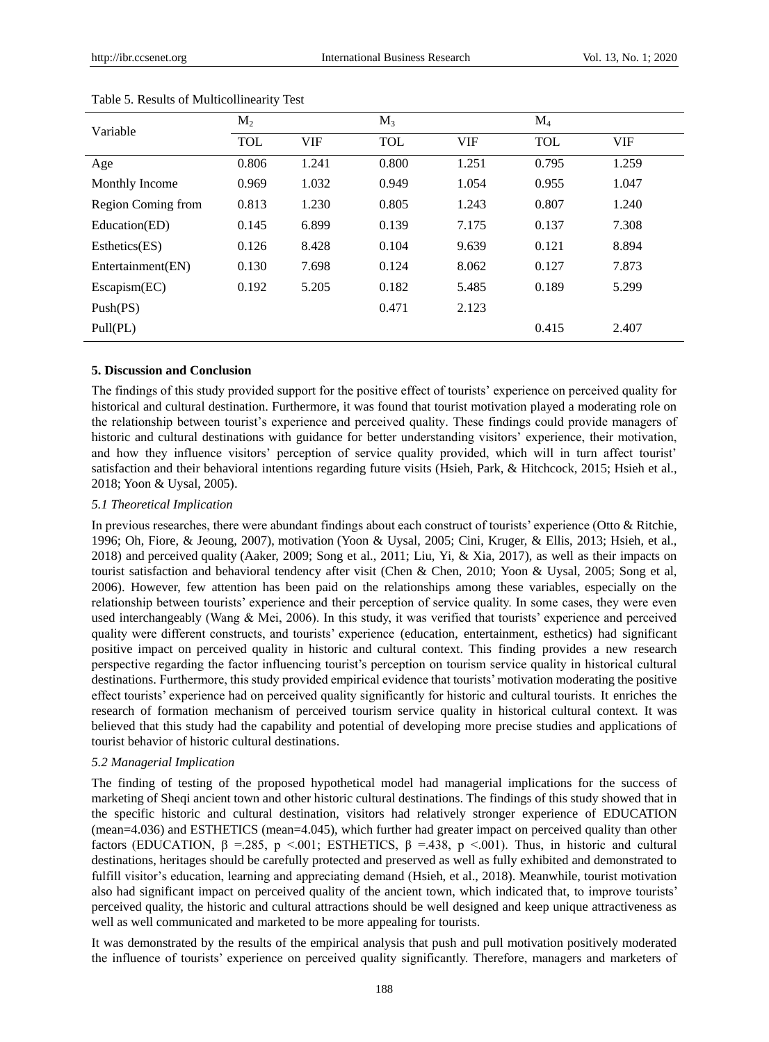Table 5. Results of Multicollinearity Test

| Variable | $M_2$ | | $M_3$ | | $M_4$ | |
|---|---|---|---|---|---|---|
| | TOL | VIF | TOL | VIF | TOL | VIF |
| Age | 0.806 | 1.241 | 0.800 | 1.251 | 0.795 | 1.259 |
| Monthly Income | 0.969 | 1.032 | 0.949 | 1.054 | 0.955 | 1.047 |
| Region Coming from | 0.813 | 1.230 | 0.805 | 1.243 | 0.807 | 1.240 |
| Education(ED) | 0.145 | 6.899 | 0.139 | 7.175 | 0.137 | 7.308 |
| Esthetics(ES) | 0.126 | 8.428 | 0.104 | 9.639 | 0.121 | 8.894 |
| Entertainment(EN) | 0.130 | 7.698 | 0.124 | 8.062 | 0.127 | 7.873 |
| Escapism(EC) | 0.192 | 5.205 | 0.182 | 5.485 | 0.189 | 5.299 |
| Push(PS) | | | 0.471 | 2.123 | | |
| Pull(PL) | | | | | 0.415 | 2.407 |

## 5. Discussion and Conclusion

The findings of this study provided support for the positive effect of tourists' experience on perceived quality for historical and cultural destination. Furthermore, it was found that tourist motivation played a moderating role on the relationship between tourist's experience and perceived quality. These findings could provide managers of historic and cultural destinations with guidance for better understanding visitors' experience, their motivation, and how they influence visitors' perception of service quality provided, which will in turn affect tourist' satisfaction and their behavioral intentions regarding future visits (Hsieh, Park, & Hitchcock, 2015; Hsieh et al., 2018; Yoon & Uysal, 2005).

### *5.1 Theoretical Implication*

In previous researches, there were abundant findings about each construct of tourists' experience (Otto & Ritchie, 1996; Oh, Fiore, & Jeoung, 2007), motivation (Yoon & Uysal, 2005; Cini, Kruger, & Ellis, 2013; Hsieh, et al., 2018) and perceived quality (Aaker, 2009; Song et al., 2011; Liu, Yi, & Xia, 2017), as well as their impacts on tourist satisfaction and behavioral tendency after visit (Chen & Chen, 2010; Yoon & Uysal, 2005; Song et al, 2006). However, few attention has been paid on the relationships among these variables, especially on the relationship between tourists' experience and their perception of service quality. In some cases, they were even used interchangeably (Wang & Mei, 2006). In this study, it was verified that tourists' experience and perceived quality were different constructs, and tourists' experience (education, entertainment, esthetics) had significant positive impact on perceived quality in historic and cultural context. This finding provides a new research perspective regarding the factor influencing tourist's perception on tourism service quality in historical cultural destinations. Furthermore, this study provided empirical evidence that tourists' motivation moderating the positive effect tourists' experience had on perceived quality significantly for historic and cultural tourists. It enriches the research of formation mechanism of perceived tourism service quality in historical cultural context. It was believed that this study had the capability and potential of developing more precise studies and applications of tourist behavior of historic cultural destinations.

### *5.2 Managerial Implication*

The finding of testing of the proposed hypothetical model had managerial implications for the success of marketing of Sheqi ancient town and other historic cultural destinations. The findings of this study showed that in the specific historic and cultural destination, visitors had relatively stronger experience of EDUCATION (mean=4.036) and ESTHETICS (mean=4.045), which further had greater impact on perceived quality than other factors (EDUCATION, $\beta$ =.285, $p$ <.001; ESTHETICS, $\beta$ =.438, $p$ <.001). Thus, in historic and cultural destinations, heritages should be carefully protected and preserved as well as fully exhibited and demonstrated to fulfill visitor's education, learning and appreciating demand (Hsieh, et al., 2018). Meanwhile, tourist motivation also had significant impact on perceived quality of the ancient town, which indicated that, to improve tourists' perceived quality, the historic and cultural attractions should be well designed and keep unique attractiveness as well as well communicated and marketed to be more appealing for tourists.

It was demonstrated by the results of the empirical analysis that push and pull motivation positively moderated the influence of tourists' experience on perceived quality significantly. Therefore, managers and marketers of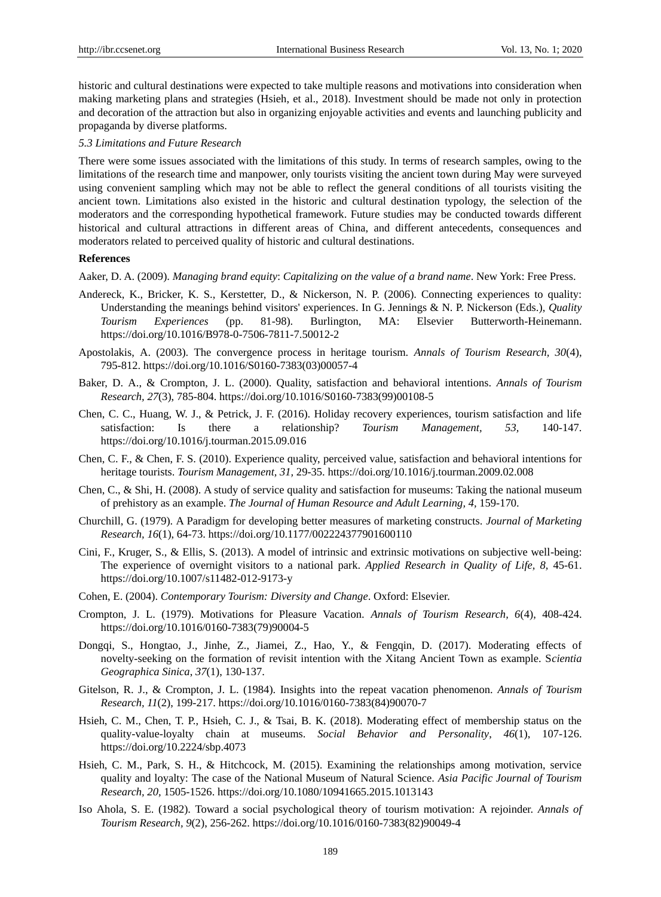historic and cultural destinations were expected to take multiple reasons and motivations into consideration when making marketing plans and strategies (Hsieh, et al., 2018). Investment should be made not only in protection and decoration of the attraction but also in organizing enjoyable activities and events and launching publicity and propaganda by diverse platforms.

*5.3 Limitations and Future Research*

There were some issues associated with the limitations of this study. In terms of research samples, owing to the limitations of the research time and manpower, only tourists visiting the ancient town during May were surveyed using convenient sampling which may not be able to reflect the general conditions of all tourists visiting the ancient town. Limitations also existed in the historic and cultural destination typology, the selection of the moderators and the corresponding hypothetical framework. Future studies may be conducted towards different historical and cultural attractions in different areas of China, and different antecedents, consequences and moderators related to perceived quality of historic and cultural destinations.

**References**

Aaker, D. A. (2009). *Managing brand equity*: *Capitalizing on the value of a brand name*. New York: Free Press.

Andereck, K., Bricker, K. S., Kerstetter, D., & Nickerson, N. P. (2006). Connecting experiences to quality: Understanding the meanings behind visitors' experiences. In G. Jennings & N. P. Nickerson (Eds.), *Quality Tourism Experiences* (pp. 81-98). Burlington, MA: Elsevier Butterworth-Heinemann. https://doi.org/10.1016/B978-0-7506-7811-7.50012-2

Apostolakis, A. (2003). The convergence process in heritage tourism. *Annals of Tourism Research, 30*(4), 795-812. https://doi.org/10.1016/S0160-7383(03)00057-4

Baker, D. A., & Crompton, J. L. (2000). Quality, satisfaction and behavioral intentions. *Annals of Tourism Research, 27*(3), 785-804. https://doi.org/10.1016/S0160-7383(99)00108-5

Chen, C. C., Huang, W. J., & Petrick, J. F. (2016). Holiday recovery experiences, tourism satisfaction and life satisfaction: Is there a relationship? *Tourism Management, 53*, 140-147. https://doi.org/10.1016/j.tourman.2015.09.016

Chen, C. F., & Chen, F. S. (2010). Experience quality, perceived value, satisfaction and behavioral intentions for heritage tourists. *Tourism Management, 31,* 29-35. https://doi.org/10.1016/j.tourman.2009.02.008

Chen, C., & Shi, H. (2008). A study of service quality and satisfaction for museums: Taking the national museum of prehistory as an example. *The Journal of Human Resource and Adult Learning, 4,* 159-170.

Churchill, G. (1979). A Paradigm for developing better measures of marketing constructs. *Journal of Marketing Research, 16*(1), 64-73. https://doi.org/10.1177/002224377901600110

Cini, F., Kruger, S., & Ellis, S. (2013). A model of intrinsic and extrinsic motivations on subjective well-being: The experience of overnight visitors to a national park. *Applied Research in Quality of Life, 8,* 45-61. https://doi.org/10.1007/s11482-012-9173-y

Cohen, E. (2004). *Contemporary Tourism: Diversity and Change*. Oxford: Elsevier.

Crompton, J. L. (1979). Motivations for Pleasure Vacation. *Annals of Tourism Research, 6*(4), 408-424. https://doi.org/10.1016/0160-7383(79)90004-5

Dongqi, S., Hongtao, J., Jinhe, Z., Jiamei, Z., Hao, Y., & Fengqin, D. (2017). Moderating effects of novelty-seeking on the formation of revisit intention with the Xitang Ancient Town as example. S*cientia Geographica Sinica, 37*(1), 130-137.

Gitelson, R. J., & Crompton, J. L. (1984). Insights into the repeat vacation phenomenon. *Annals of Tourism Research, 11*(2), 199-217. https://doi.org/10.1016/0160-7383(84)90070-7

Hsieh, C. M., Chen, T. P., Hsieh, C. J., & Tsai, B. K. (2018). Moderating effect of membership status on the quality-value-loyalty chain at museums. *Social Behavior and Personality*, *46*(1), 107-126. https://doi.org/10.2224/sbp.4073

Hsieh, C. M., Park, S. H., & Hitchcock, M. (2015). Examining the relationships among motivation, service quality and loyalty: The case of the National Museum of Natural Science. *Asia Pacific Journal of Tourism Research, 20,* 1505-1526. https://doi.org/10.1080/10941665.2015.1013143

Iso Ahola, S. E. (1982). Toward a social psychological theory of tourism motivation: A rejoinder. *Annals of Tourism Research, 9*(2), 256-262. https://doi.org/10.1016/0160-7383(82)90049-4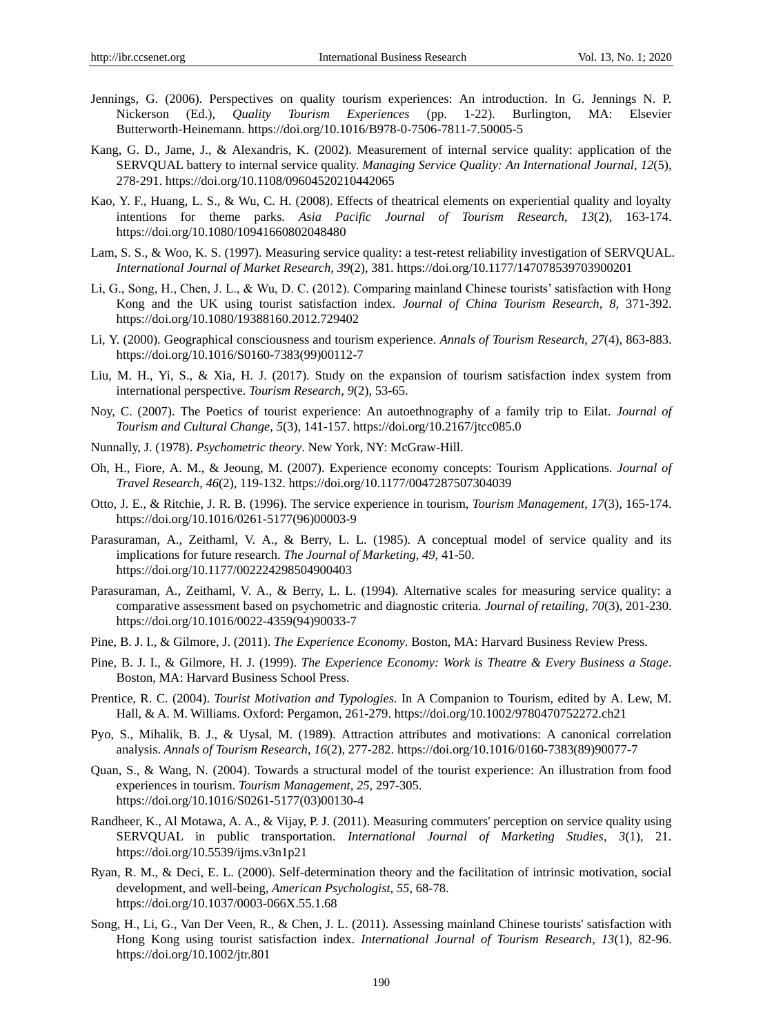Jennings, G. (2006). Perspectives on quality tourism experiences: An introduction. In G. Jennings N. P. Nickerson (Ed.), *Quality Tourism Experiences* (pp. 1-22). Burlington, MA: Elsevier Butterworth-Heinemann. https://doi.org/10.1016/B978-0-7506-7811-7.50005-5

Kang, G. D., Jame, J., & Alexandris, K. (2002). Measurement of internal service quality: application of the SERVQUAL battery to internal service quality. *Managing Service Quality: An International Journal*, *12*(5), 278-291. https://doi.org/10.1108/09604520210442065

Kao, Y. F., Huang, L. S., & Wu, C. H. (2008). Effects of theatrical elements on experiential quality and loyalty intentions for theme parks. *Asia Pacific Journal of Tourism Research*, *13*(2), 163-174. https://doi.org/10.1080/10941660802048480

Lam, S. S., & Woo, K. S. (1997). Measuring service quality: a test-retest reliability investigation of SERVQUAL. *International Journal of Market Research*, *39*(2), 381. https://doi.org/10.1177/147078539703900201

Li, G., Song, H., Chen, J. L., & Wu, D. C. (2012). Comparing mainland Chinese tourists' satisfaction with Hong Kong and the UK using tourist satisfaction index. *Journal of China Tourism Research, 8,* 371-392. https://doi.org/10.1080/19388160.2012.729402

Li, Y. (2000). Geographical consciousness and tourism experience. *Annals of Tourism Research, 27*(4), 863-883. https://doi.org/10.1016/S0160-7383(99)00112-7

Liu, M. H., Yi, S., & Xia, H. J. (2017). Study on the expansion of tourism satisfaction index system from international perspective. *Tourism Research, 9*(2), 53-65.

Noy, C. (2007). The Poetics of tourist experience: An autoethnography of a family trip to Eilat. *Journal of Tourism and Cultural Change, 5*(3), 141-157. https://doi.org/10.2167/jtcc085.0

Nunnally, J. (1978). *Psychometric theory*. New York, NY: McGraw-Hill.

Oh, H., Fiore, A. M., & Jeoung, M. (2007). Experience economy concepts: Tourism Applications. *Journal of Travel Research, 46*(2), 119-132. https://doi.org/10.1177/0047287507304039

Otto, J. E., & Ritchie, J. R. B. (1996). The service experience in tourism, *Tourism Management, 17*(3), 165-174. https://doi.org/10.1016/0261-5177(96)00003-9

Parasuraman, A., Zeithaml, V. A., & Berry, L. L. (1985). A conceptual model of service quality and its implications for future research. *The Journal of Marketing, 49,* 41-50. https://doi.org/10.1177/002224298504900403

Parasuraman, A., Zeithaml, V. A., & Berry, L. L. (1994). Alternative scales for measuring service quality: a comparative assessment based on psychometric and diagnostic criteria. *Journal of retailing*, *70*(3), 201-230. https://doi.org/10.1016/0022-4359(94)90033-7

Pine, B. J. I., & Gilmore, J. (2011). *The Experience Economy*. Boston, MA: Harvard Business Review Press.

Pine, B. J. I., & Gilmore, H. J. (1999). *The Experience Economy: Work is Theatre & Every Business a Stage*. Boston, MA: Harvard Business School Press.

Prentice, R. C. (2004). *Tourist Motivation and Typologies.* In A Companion to Tourism, edited by A. Lew, M. Hall, & A. M. Williams. Oxford: Pergamon, 261-279. https://doi.org/10.1002/9780470752272.ch21

Pyo, S., Mihalik, B. J., & Uysal, M. (1989). Attraction attributes and motivations: A canonical correlation analysis. *Annals of Tourism Research, 16*(2), 277-282. https://doi.org/10.1016/0160-7383(89)90077-7

Quan, S., & Wang, N. (2004). Towards a structural model of the tourist experience: An illustration from food experiences in tourism. *Tourism Management, 25,* 297-305. https://doi.org/10.1016/S0261-5177(03)00130-4

Randheer, K., Al Motawa, A. A., & Vijay, P. J. (2011). Measuring commuters' perception on service quality using SERVQUAL in public transportation. *International Journal of Marketing Studies*, *3*(1), 21. https://doi.org/10.5539/ijms.v3n1p21

Ryan, R. M., & Deci, E. L. (2000). Self-determination theory and the facilitation of intrinsic motivation, social development, and well-being, *American Psychologist, 55,* 68-78. https://doi.org/10.1037/0003-066X.55.1.68

Song, H., Li, G., Van Der Veen, R., & Chen, J. L. (2011). Assessing mainland Chinese tourists' satisfaction with Hong Kong using tourist satisfaction index. *International Journal of Tourism Research*, *13*(1), 82-96. https://doi.org/10.1002/jtr.801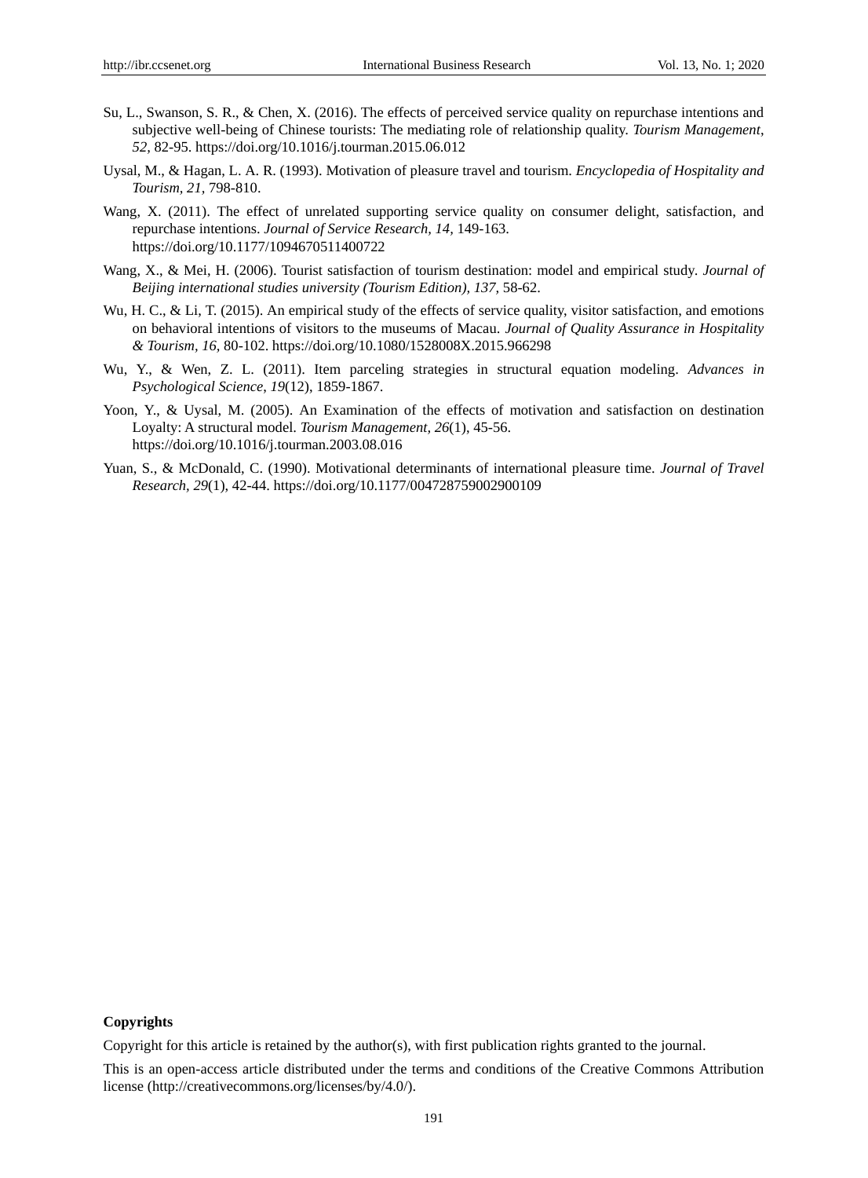Su, L., Swanson, S. R., & Chen, X. (2016). The effects of perceived service quality on repurchase intentions and subjective well-being of Chinese tourists: The mediating role of relationship quality. *Tourism Management*, *52,* 82-95. https://doi.org/10.1016/j.tourman.2015.06.012

Uysal, M., & Hagan, L. A. R. (1993). Motivation of pleasure travel and tourism. *Encyclopedia of Hospitality and Tourism, 21,* 798-810.

Wang, X. (2011). The effect of unrelated supporting service quality on consumer delight, satisfaction, and repurchase intentions. *Journal of Service Research, 14,* 149-163. https://doi.org/10.1177/1094670511400722

Wang, X., & Mei, H. (2006). Tourist satisfaction of tourism destination: model and empirical study. *Journal of Beijing international studies university (Tourism Edition), 137,* 58-62.

Wu, H. C., & Li, T. (2015). An empirical study of the effects of service quality, visitor satisfaction, and emotions on behavioral intentions of visitors to the museums of Macau. *Journal of Quality Assurance in Hospitality & Tourism, 16,* 80-102. https://doi.org/10.1080/1528008X.2015.966298

Wu, Y., & Wen, Z. L. (2011). Item parceling strategies in structural equation modeling. *Advances in Psychological Science, 19*(12), 1859-1867.

Yoon, Y., & Uysal, M. (2005). An Examination of the effects of motivation and satisfaction on destination Loyalty: A structural model. *Tourism Management, 26*(1), 45-56. https://doi.org/10.1016/j.tourman.2003.08.016

Yuan, S., & McDonald, C. (1990). Motivational determinants of international pleasure time. *Journal of Travel Research, 29*(1), 42-44. https://doi.org/10.1177/004728759002900109

**Copyrights**

Copyright for this article is retained by the author(s), with first publication rights granted to the journal.

This is an open-access article distributed under the terms and conditions of the Creative Commons Attribution license (http://creativecommons.org/licenses/by/4.0/).